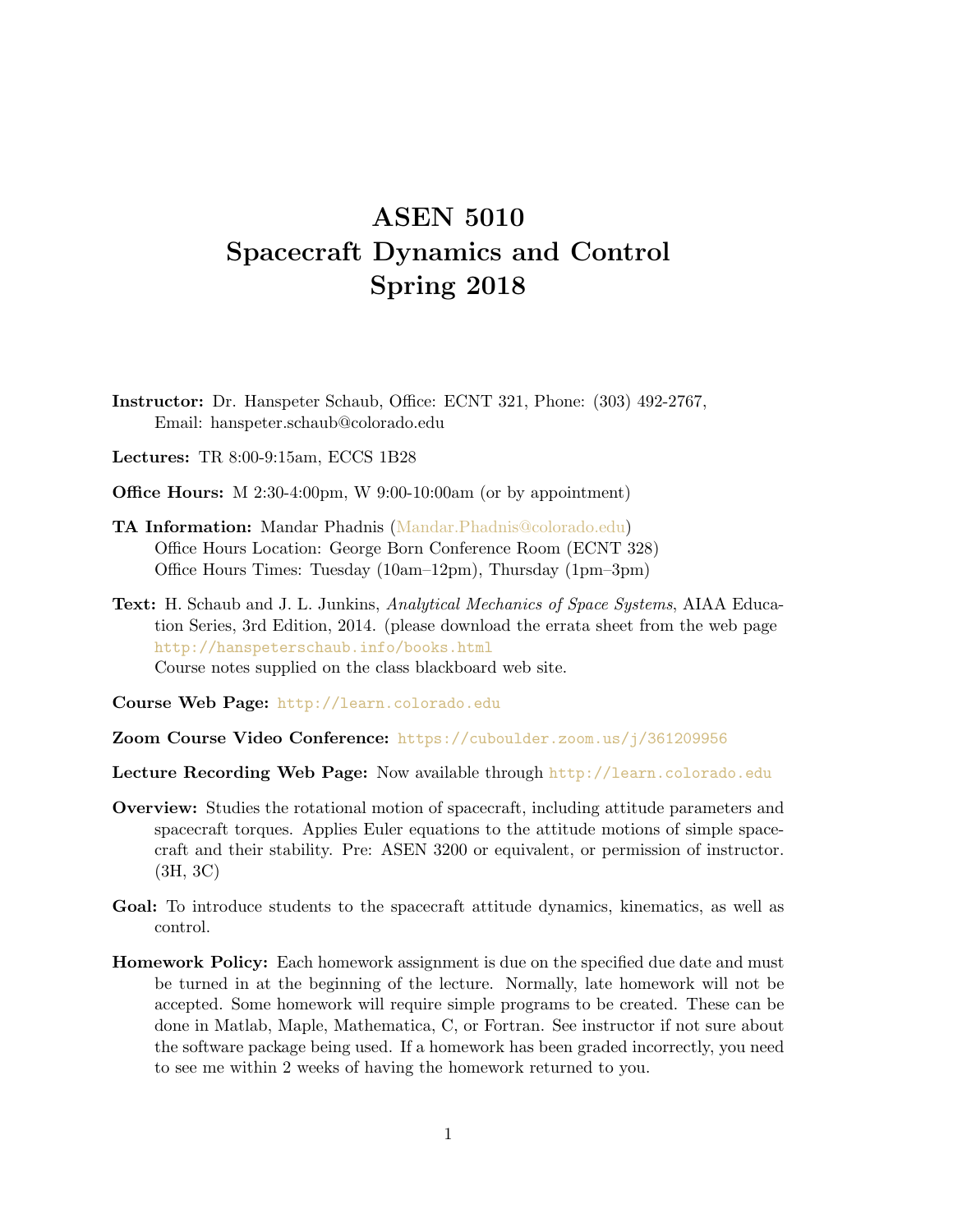# ASEN 5010
# Spacecraft Dynamics and Control
# Spring 2018

**Instructor:** Dr. Hanspeter Schaub, Office: ECNT 321, Phone: (303) 492-2767, Email: hanspeter.schaub@colorado.edu

**Lectures:** TR 8:00-9:15am, ECCS 1B28

**Office Hours:** M 2:30-4:00pm, W 9:00-10:00am (or by appointment)

**TA Information:** Mandar Phadnis (Mandar.Phadnis@colorado.edu)
Office Hours Location: George Born Conference Room (ECNT 328)
Office Hours Times: Tuesday (10am–12pm), Thursday (1pm–3pm)

**Text:** H. Schaub and J. L. Junkins, *Analytical Mechanics of Space Systems*, AIAA Education Series, 3rd Edition, 2014. (please download the errata sheet from the web page `http://hanspeterschaub.info/books.html`
Course notes supplied on the class blackboard web site.

**Course Web Page:** `http://learn.colorado.edu`

**Zoom Course Video Conference:** `https://cuboulder.zoom.us/j/361209956`

**Lecture Recording Web Page:** Now available through `http://learn.colorado.edu`

**Overview:** Studies the rotational motion of spacecraft, including attitude parameters and spacecraft torques. Applies Euler equations to the attitude motions of simple spacecraft and their stability. Pre: ASEN 3200 or equivalent, or permission of instructor. (3H, 3C)

**Goal:** To introduce students to the spacecraft attitude dynamics, kinematics, as well as control.

**Homework Policy:** Each homework assignment is due on the specified due date and must be turned in at the beginning of the lecture. Normally, late homework will not be accepted. Some homework will require simple programs to be created. These can be done in Matlab, Maple, Mathematica, C, or Fortran. See instructor if not sure about the software package being used. If a homework has been graded incorrectly, you need to see me within 2 weeks of having the homework returned to you.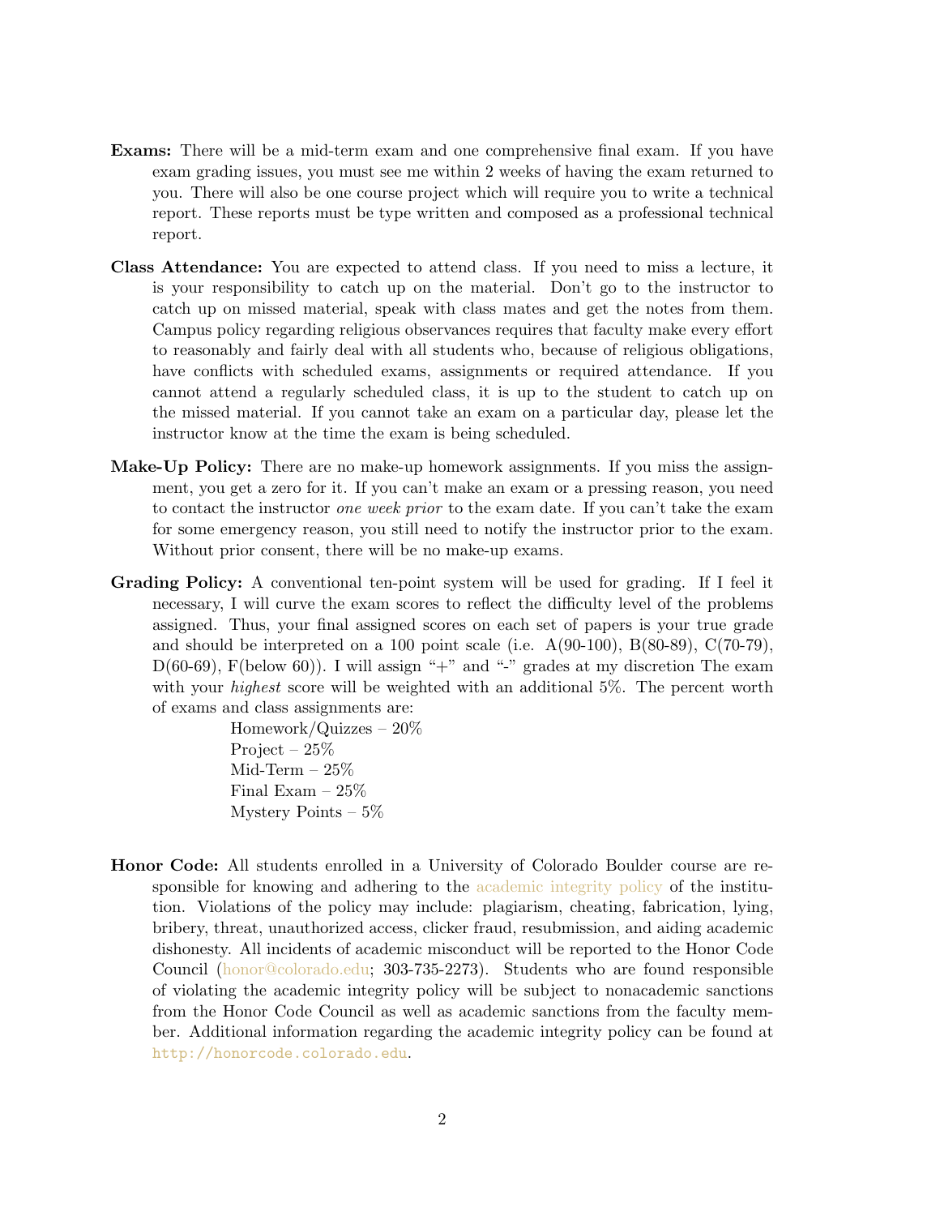**Exams:** There will be a mid-term exam and one comprehensive final exam. If you have exam grading issues, you must see me within 2 weeks of having the exam returned to you. There will also be one course project which will require you to write a technical report. These reports must be type written and composed as a professional technical report.

**Class Attendance:** You are expected to attend class. If you need to miss a lecture, it is your responsibility to catch up on the material. Don't go to the instructor to catch up on missed material, speak with class mates and get the notes from them. Campus policy regarding religious observances requires that faculty make every effort to reasonably and fairly deal with all students who, because of religious obligations, have conflicts with scheduled exams, assignments or required attendance. If you cannot attend a regularly scheduled class, it is up to the student to catch up on the missed material. If you cannot take an exam on a particular day, please let the instructor know at the time the exam is being scheduled.

**Make-Up Policy:** There are no make-up homework assignments. If you miss the assignment, you get a zero for it. If you can't make an exam or a pressing reason, you need to contact the instructor *one week prior* to the exam date. If you can't take the exam for some emergency reason, you still need to notify the instructor prior to the exam. Without prior consent, there will be no make-up exams.

**Grading Policy:** A conventional ten-point system will be used for grading. If I feel it necessary, I will curve the exam scores to reflect the difficulty level of the problems assigned. Thus, your final assigned scores on each set of papers is your true grade and should be interpreted on a 100 point scale (i.e. A(90-100), B(80-89), C(70-79), D(60-69), F(below 60)). I will assign "+" and "-" grades at my discretion The exam with your *highest* score will be weighted with an additional 5%. The percent worth of exams and class assignments are:

Homework/Quizzes – 20%
Project – 25%
Mid-Term – 25%
Final Exam – 25%
Mystery Points – 5%

**Honor Code:** All students enrolled in a University of Colorado Boulder course are responsible for knowing and adhering to the academic integrity policy of the institution. Violations of the policy may include: plagiarism, cheating, fabrication, lying, bribery, threat, unauthorized access, clicker fraud, resubmission, and aiding academic dishonesty. All incidents of academic misconduct will be reported to the Honor Code Council (honor@colorado.edu; 303-735-2273). Students who are found responsible of violating the academic integrity policy will be subject to nonacademic sanctions from the Honor Code Council as well as academic sanctions from the faculty member. Additional information regarding the academic integrity policy can be found at `http://honorcode.colorado.edu`.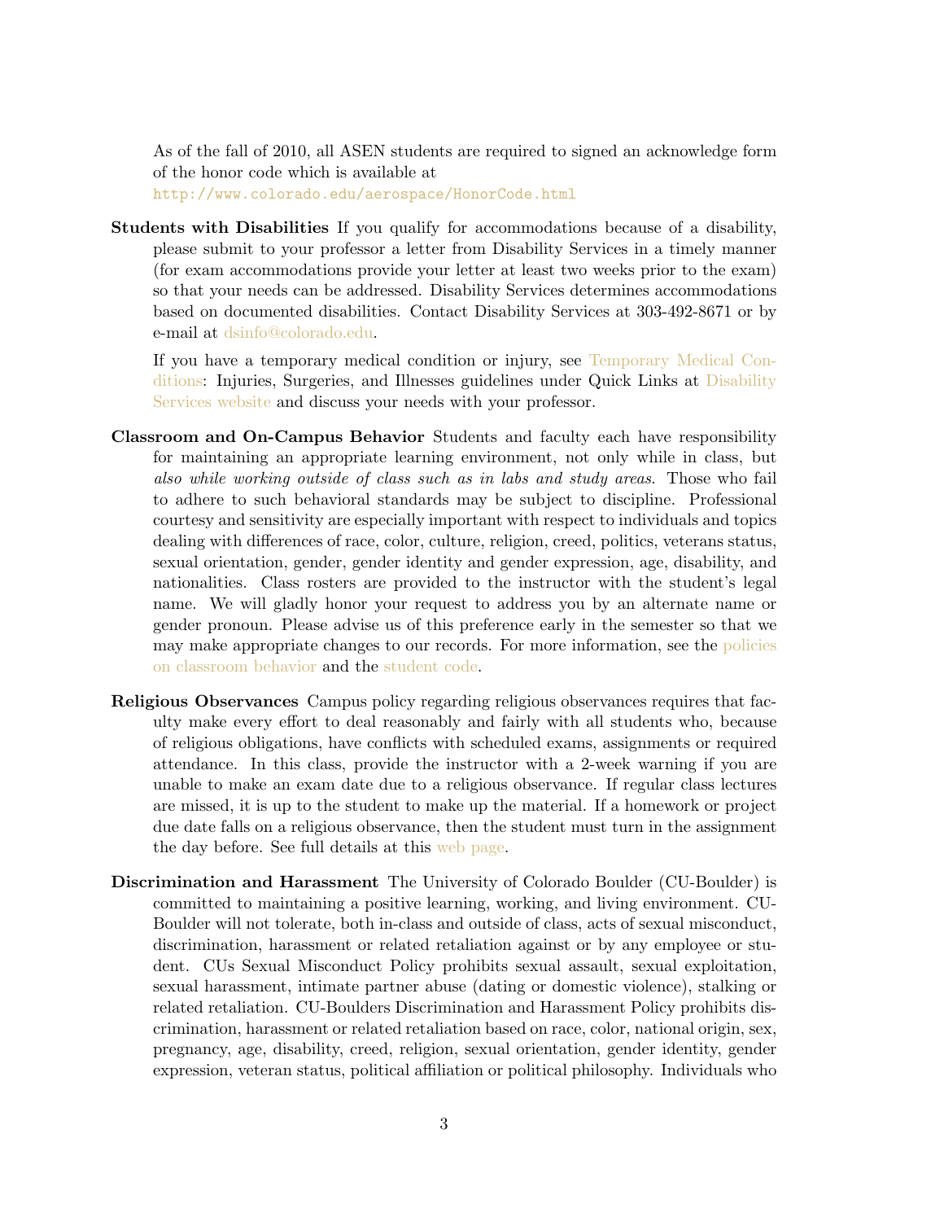As of the fall of 2010, all ASEN students are required to signed an acknowledge form of the honor code which is available at
http://www.colorado.edu/aerospace/HonorCode.html

**Students with Disabilities** If you qualify for accommodations because of a disability, please submit to your professor a letter from Disability Services in a timely manner (for exam accommodations provide your letter at least two weeks prior to the exam) so that your needs can be addressed. Disability Services determines accommodations based on documented disabilities. Contact Disability Services at 303-492-8671 or by e-mail at dsinfo@colorado.edu.

If you have a temporary medical condition or injury, see Temporary Medical Conditions: Injuries, Surgeries, and Illnesses guidelines under Quick Links at Disability Services website and discuss your needs with your professor.

**Classroom and On-Campus Behavior** Students and faculty each have responsibility for maintaining an appropriate learning environment, not only while in class, but *also while working outside of class such as in labs and study areas*. Those who fail to adhere to such behavioral standards may be subject to discipline. Professional courtesy and sensitivity are especially important with respect to individuals and topics dealing with differences of race, color, culture, religion, creed, politics, veterans status, sexual orientation, gender, gender identity and gender expression, age, disability, and nationalities. Class rosters are provided to the instructor with the student's legal name. We will gladly honor your request to address you by an alternate name or gender pronoun. Please advise us of this preference early in the semester so that we may make appropriate changes to our records. For more information, see the policies on classroom behavior and the student code.

**Religious Observances** Campus policy regarding religious observances requires that faculty make every effort to deal reasonably and fairly with all students who, because of religious obligations, have conflicts with scheduled exams, assignments or required attendance. In this class, provide the instructor with a 2-week warning if you are unable to make an exam date due to a religious observance. If regular class lectures are missed, it is up to the student to make up the material. If a homework or project due date falls on a religious observance, then the student must turn in the assignment the day before. See full details at this web page.

**Discrimination and Harassment** The University of Colorado Boulder (CU-Boulder) is committed to maintaining a positive learning, working, and living environment. CU-Boulder will not tolerate, both in-class and outside of class, acts of sexual misconduct, discrimination, harassment or related retaliation against or by any employee or student. CUs Sexual Misconduct Policy prohibits sexual assault, sexual exploitation, sexual harassment, intimate partner abuse (dating or domestic violence), stalking or related retaliation. CU-Boulders Discrimination and Harassment Policy prohibits discrimination, harassment or related retaliation based on race, color, national origin, sex, pregnancy, age, disability, creed, religion, sexual orientation, gender identity, gender expression, veteran status, political affiliation or political philosophy. Individuals who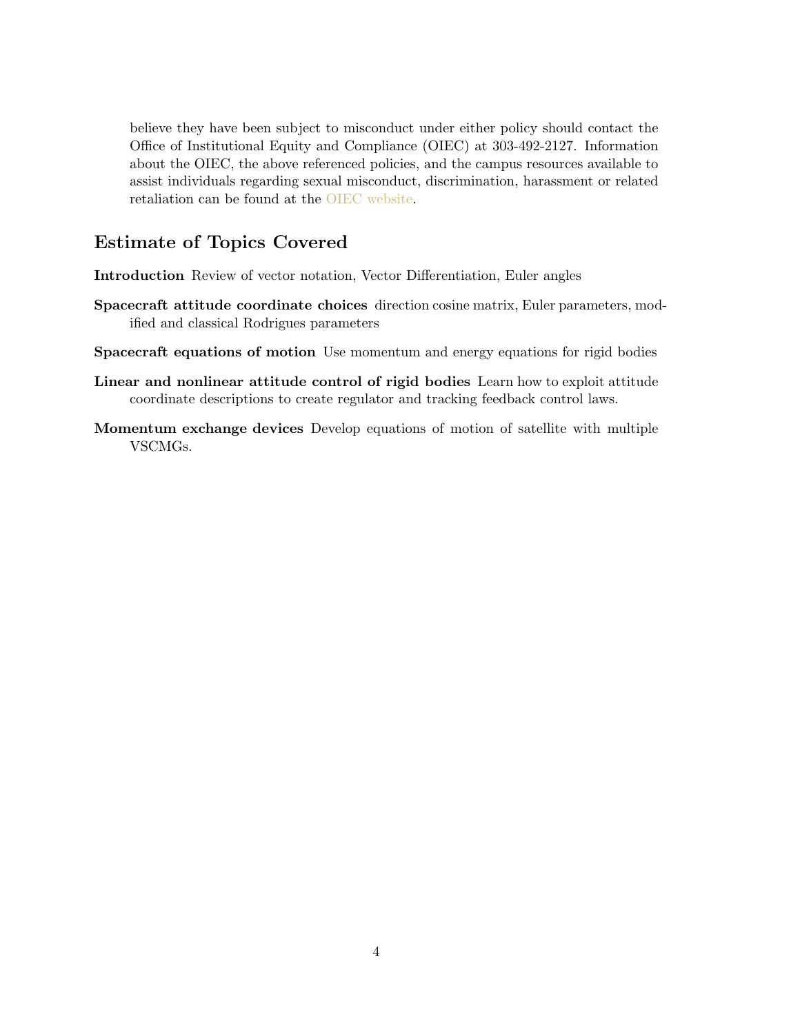believe they have been subject to misconduct under either policy should contact the Office of Institutional Equity and Compliance (OIEC) at 303-492-2127. Information about the OIEC, the above referenced policies, and the campus resources available to assist individuals regarding sexual misconduct, discrimination, harassment or related retaliation can be found at the OIEC website.

## Estimate of Topics Covered

**Introduction** Review of vector notation, Vector Differentiation, Euler angles

**Spacecraft attitude coordinate choices** direction cosine matrix, Euler parameters, modified and classical Rodrigues parameters

**Spacecraft equations of motion** Use momentum and energy equations for rigid bodies

**Linear and nonlinear attitude control of rigid bodies** Learn how to exploit attitude coordinate descriptions to create regulator and tracking feedback control laws.

**Momentum exchange devices** Develop equations of motion of satellite with multiple VSCMGs.